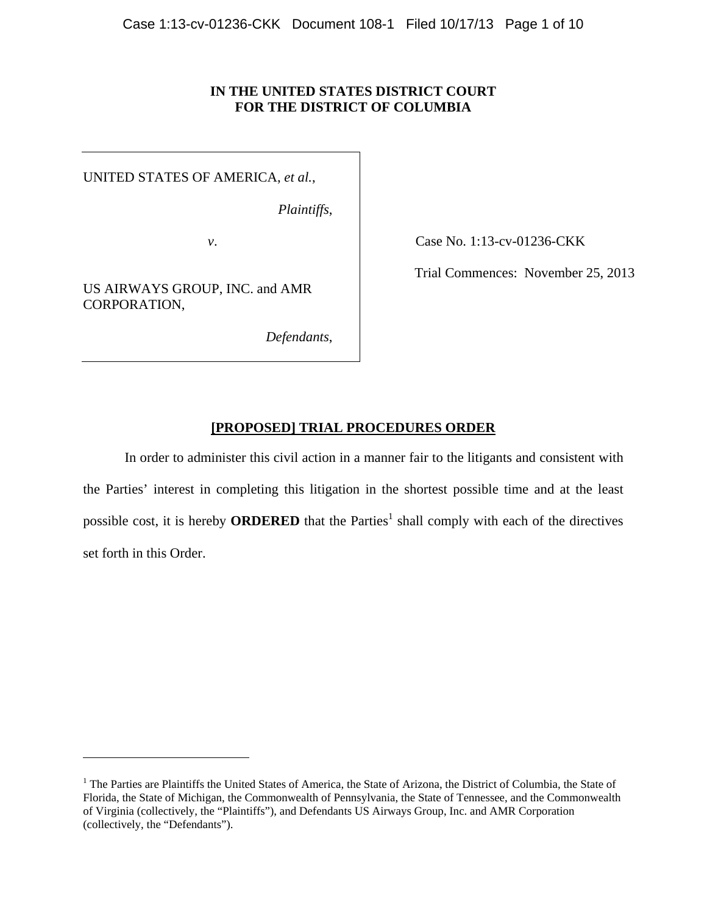**IN THE UNITED STATES DISTRICT COURT**
**FOR THE DISTRICT OF COLUMBIA**

UNITED STATES OF AMERICA, *et al.*,

*Plaintiffs*,

*v*.

US AIRWAYS GROUP, INC. and AMR CORPORATION,

*Defendants*,

Case No. 1:13-cv-01236-CKK

Trial Commences: November 25, 2013

**[PROPOSED] TRIAL PROCEDURES ORDER**

In order to administer this civil action in a manner fair to the litigants and consistent with the Parties' interest in completing this litigation in the shortest possible time and at the least possible cost, it is hereby **ORDERED** that the Parties[1] shall comply with each of the directives set forth in this Order.

---

[1] The Parties are Plaintiffs the United States of America, the State of Arizona, the District of Columbia, the State of Florida, the State of Michigan, the Commonwealth of Pennsylvania, the State of Tennessee, and the Commonwealth of Virginia (collectively, the "Plaintiffs"), and Defendants US Airways Group, Inc. and AMR Corporation (collectively, the "Defendants").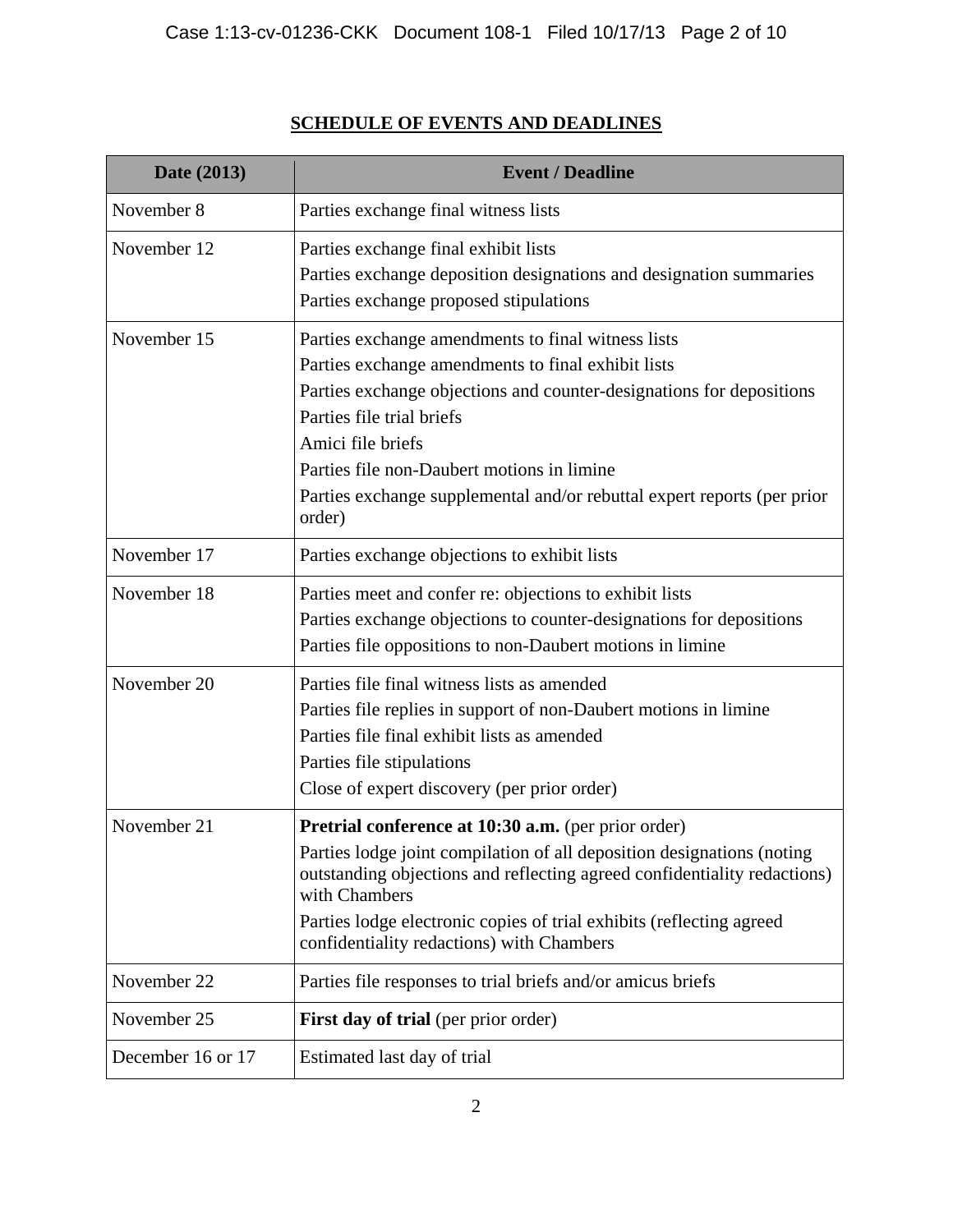## SCHEDULE OF EVENTS AND DEADLINES

| Date (2013) | Event / Deadline |
|---|---|
| November 8 | Parties exchange final witness lists |
| November 12 | Parties exchange final exhibit lists<br>Parties exchange deposition designations and designation summaries<br>Parties exchange proposed stipulations |
| November 15 | Parties exchange amendments to final witness lists<br>Parties exchange amendments to final exhibit lists<br>Parties exchange objections and counter-designations for depositions<br>Parties file trial briefs<br>Amici file briefs<br>Parties file non-Daubert motions in limine<br>Parties exchange supplemental and/or rebuttal expert reports (per prior order) |
| November 17 | Parties exchange objections to exhibit lists |
| November 18 | Parties meet and confer re: objections to exhibit lists<br>Parties exchange objections to counter-designations for depositions<br>Parties file oppositions to non-Daubert motions in limine |
| November 20 | Parties file final witness lists as amended<br>Parties file replies in support of non-Daubert motions in limine<br>Parties file final exhibit lists as amended<br>Parties file stipulations<br>Close of expert discovery (per prior order) |
| November 21 | **Pretrial conference at 10:30 a.m.** (per prior order)<br>Parties lodge joint compilation of all deposition designations (noting outstanding objections and reflecting agreed confidentiality redactions) with Chambers<br>Parties lodge electronic copies of trial exhibits (reflecting agreed confidentiality redactions) with Chambers |
| November 22 | Parties file responses to trial briefs and/or amicus briefs |
| November 25 | **First day of trial** (per prior order) |
| December 16 or 17 | Estimated last day of trial |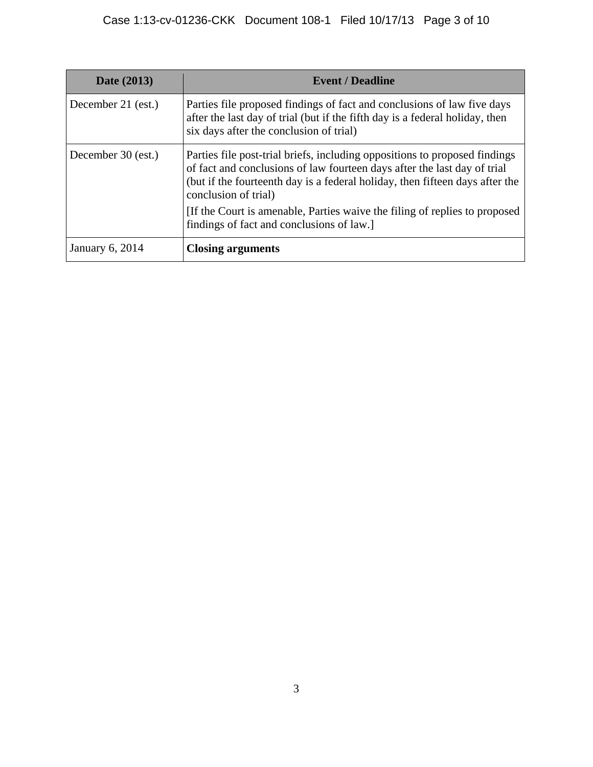| Date (2013) | Event / Deadline |
|---|---|
| December 21 (est.) | Parties file proposed findings of fact and conclusions of law five days after the last day of trial (but if the fifth day is a federal holiday, then six days after the conclusion of trial) |
| December 30 (est.) | Parties file post-trial briefs, including oppositions to proposed findings of fact and conclusions of law fourteen days after the last day of trial (but if the fourteenth day is a federal holiday, then fifteen days after the conclusion of trial)<br><br>[If the Court is amenable, Parties waive the filing of replies to proposed findings of fact and conclusions of law.] |
| January 6, 2014 | **Closing arguments** |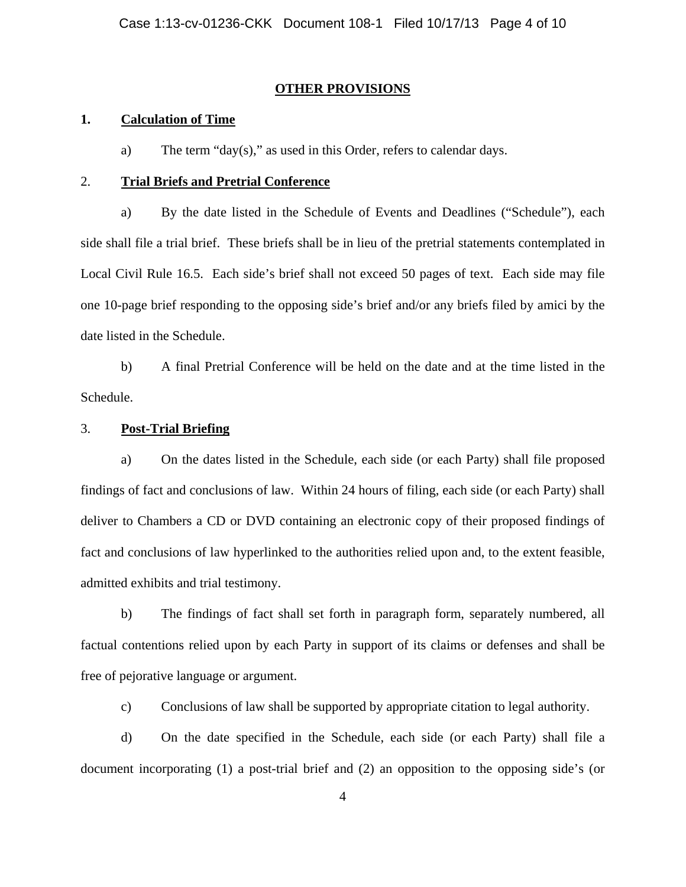## OTHER PROVISIONS

**1. Calculation of Time**

a) The term "day(s)," as used in this Order, refers to calendar days.

**2. Trial Briefs and Pretrial Conference**

a) By the date listed in the Schedule of Events and Deadlines ("Schedule"), each side shall file a trial brief. These briefs shall be in lieu of the pretrial statements contemplated in Local Civil Rule 16.5. Each side's brief shall not exceed 50 pages of text. Each side may file one 10-page brief responding to the opposing side's brief and/or any briefs filed by amici by the date listed in the Schedule.

b) A final Pretrial Conference will be held on the date and at the time listed in the Schedule.

**3. Post-Trial Briefing**

a) On the dates listed in the Schedule, each side (or each Party) shall file proposed findings of fact and conclusions of law. Within 24 hours of filing, each side (or each Party) shall deliver to Chambers a CD or DVD containing an electronic copy of their proposed findings of fact and conclusions of law hyperlinked to the authorities relied upon and, to the extent feasible, admitted exhibits and trial testimony.

b) The findings of fact shall set forth in paragraph form, separately numbered, all factual contentions relied upon by each Party in support of its claims or defenses and shall be free of pejorative language or argument.

c) Conclusions of law shall be supported by appropriate citation to legal authority.

d) On the date specified in the Schedule, each side (or each Party) shall file a document incorporating (1) a post-trial brief and (2) an opposition to the opposing side's (or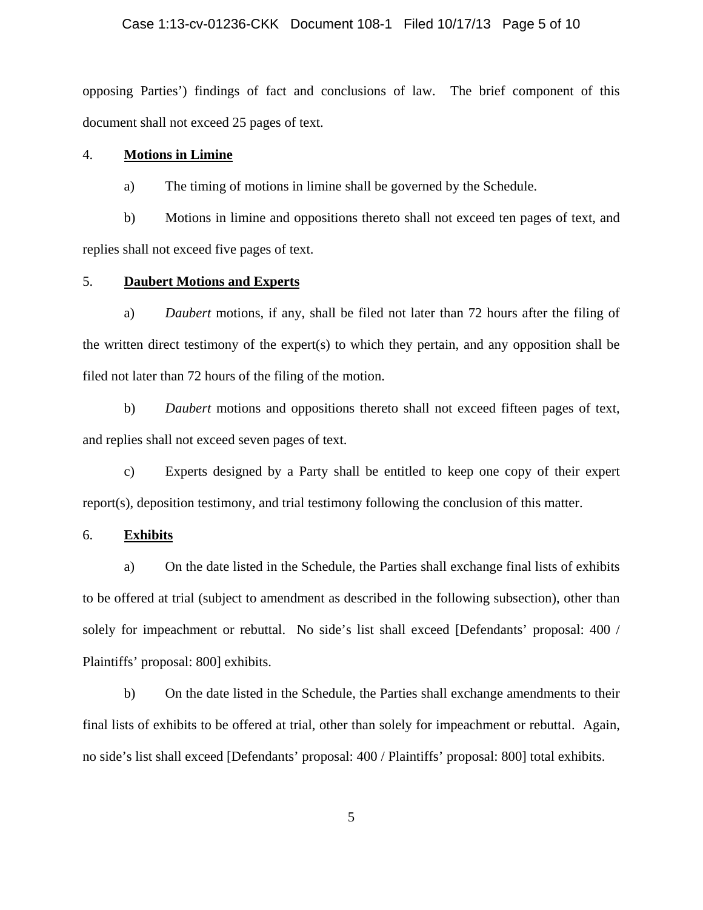opposing Parties') findings of fact and conclusions of law. The brief component of this document shall not exceed 25 pages of text.

4. **Motions in Limine**

a) The timing of motions in limine shall be governed by the Schedule.

b) Motions in limine and oppositions thereto shall not exceed ten pages of text, and replies shall not exceed five pages of text.

5. **Daubert Motions and Experts**

a) *Daubert* motions, if any, shall be filed not later than 72 hours after the filing of the written direct testimony of the expert(s) to which they pertain, and any opposition shall be filed not later than 72 hours of the filing of the motion.

b) *Daubert* motions and oppositions thereto shall not exceed fifteen pages of text, and replies shall not exceed seven pages of text.

c) Experts designed by a Party shall be entitled to keep one copy of their expert report(s), deposition testimony, and trial testimony following the conclusion of this matter.

6. **Exhibits**

a) On the date listed in the Schedule, the Parties shall exchange final lists of exhibits to be offered at trial (subject to amendment as described in the following subsection), other than solely for impeachment or rebuttal. No side's list shall exceed [Defendants' proposal: 400 / Plaintiffs' proposal: 800] exhibits.

b) On the date listed in the Schedule, the Parties shall exchange amendments to their final lists of exhibits to be offered at trial, other than solely for impeachment or rebuttal. Again, no side's list shall exceed [Defendants' proposal: 400 / Plaintiffs' proposal: 800] total exhibits.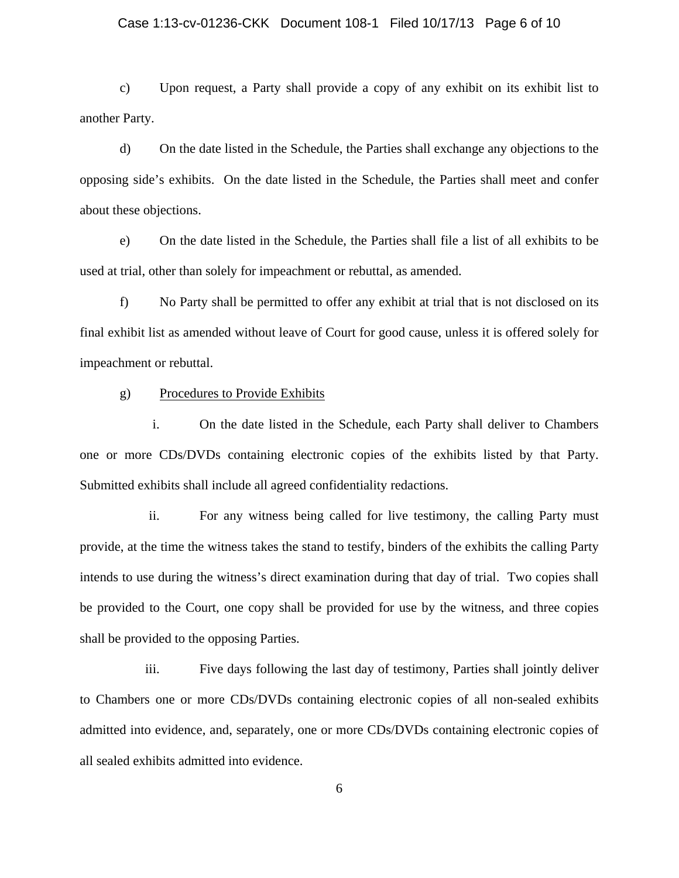c) Upon request, a Party shall provide a copy of any exhibit on its exhibit list to another Party.

d) On the date listed in the Schedule, the Parties shall exchange any objections to the opposing side's exhibits. On the date listed in the Schedule, the Parties shall meet and confer about these objections.

e) On the date listed in the Schedule, the Parties shall file a list of all exhibits to be used at trial, other than solely for impeachment or rebuttal, as amended.

f) No Party shall be permitted to offer any exhibit at trial that is not disclosed on its final exhibit list as amended without leave of Court for good cause, unless it is offered solely for impeachment or rebuttal.

g) <u>Procedures to Provide Exhibits</u>

i. On the date listed in the Schedule, each Party shall deliver to Chambers one or more CDs/DVDs containing electronic copies of the exhibits listed by that Party. Submitted exhibits shall include all agreed confidentiality redactions.

ii. For any witness being called for live testimony, the calling Party must provide, at the time the witness takes the stand to testify, binders of the exhibits the calling Party intends to use during the witness's direct examination during that day of trial. Two copies shall be provided to the Court, one copy shall be provided for use by the witness, and three copies shall be provided to the opposing Parties.

iii. Five days following the last day of testimony, Parties shall jointly deliver to Chambers one or more CDs/DVDs containing electronic copies of all non-sealed exhibits admitted into evidence, and, separately, one or more CDs/DVDs containing electronic copies of all sealed exhibits admitted into evidence.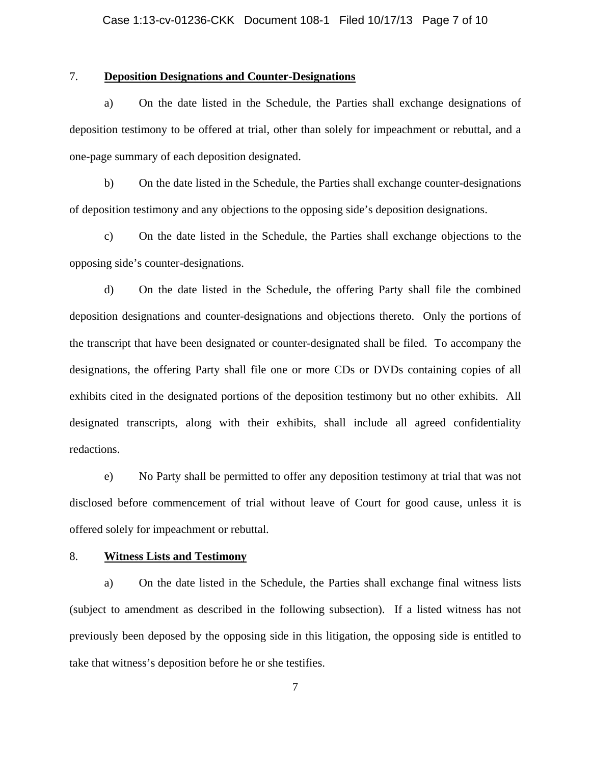7. **Deposition Designations and Counter-Designations**

a) On the date listed in the Schedule, the Parties shall exchange designations of deposition testimony to be offered at trial, other than solely for impeachment or rebuttal, and a one-page summary of each deposition designated.

b) On the date listed in the Schedule, the Parties shall exchange counter-designations of deposition testimony and any objections to the opposing side's deposition designations.

c) On the date listed in the Schedule, the Parties shall exchange objections to the opposing side's counter-designations.

d) On the date listed in the Schedule, the offering Party shall file the combined deposition designations and counter-designations and objections thereto. Only the portions of the transcript that have been designated or counter-designated shall be filed. To accompany the designations, the offering Party shall file one or more CDs or DVDs containing copies of all exhibits cited in the designated portions of the deposition testimony but no other exhibits. All designated transcripts, along with their exhibits, shall include all agreed confidentiality redactions.

e) No Party shall be permitted to offer any deposition testimony at trial that was not disclosed before commencement of trial without leave of Court for good cause, unless it is offered solely for impeachment or rebuttal.

8. **Witness Lists and Testimony**

a) On the date listed in the Schedule, the Parties shall exchange final witness lists (subject to amendment as described in the following subsection). If a listed witness has not previously been deposed by the opposing side in this litigation, the opposing side is entitled to take that witness's deposition before he or she testifies.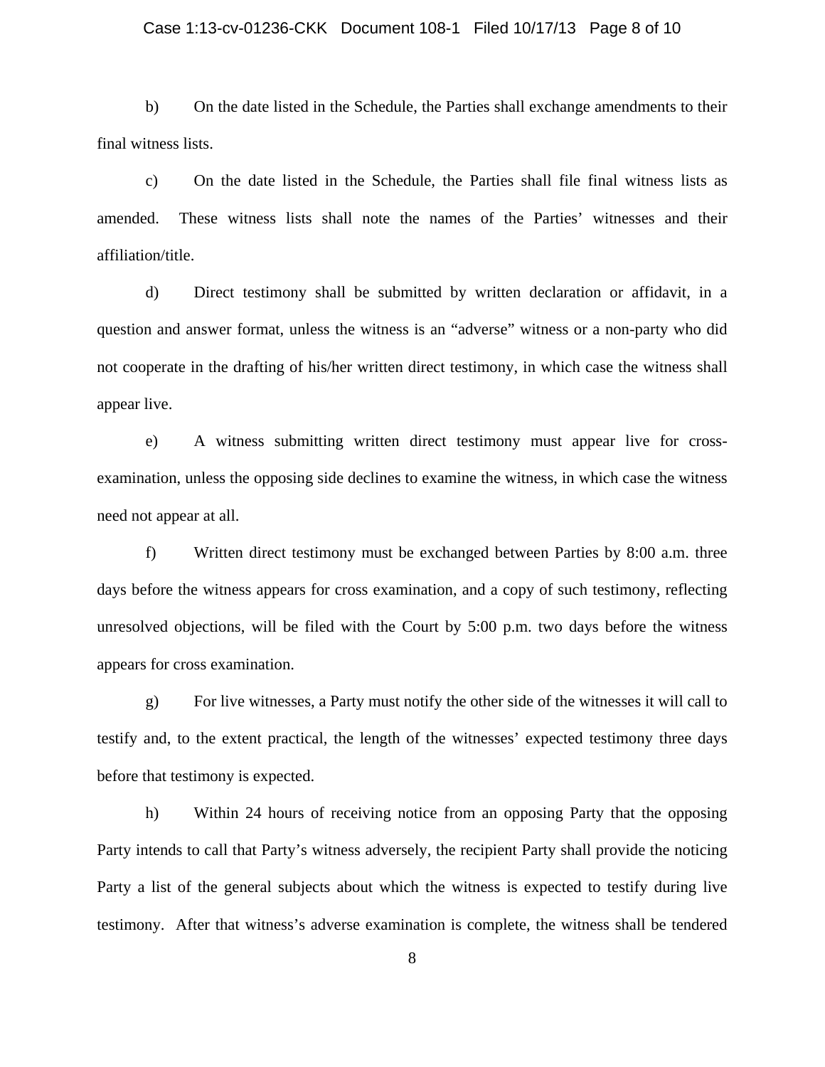b) On the date listed in the Schedule, the Parties shall exchange amendments to their final witness lists.

c) On the date listed in the Schedule, the Parties shall file final witness lists as amended. These witness lists shall note the names of the Parties' witnesses and their affiliation/title.

d) Direct testimony shall be submitted by written declaration or affidavit, in a question and answer format, unless the witness is an "adverse" witness or a non-party who did not cooperate in the drafting of his/her written direct testimony, in which case the witness shall appear live.

e) A witness submitting written direct testimony must appear live for cross-examination, unless the opposing side declines to examine the witness, in which case the witness need not appear at all.

f) Written direct testimony must be exchanged between Parties by 8:00 a.m. three days before the witness appears for cross examination, and a copy of such testimony, reflecting unresolved objections, will be filed with the Court by 5:00 p.m. two days before the witness appears for cross examination.

g) For live witnesses, a Party must notify the other side of the witnesses it will call to testify and, to the extent practical, the length of the witnesses' expected testimony three days before that testimony is expected.

h) Within 24 hours of receiving notice from an opposing Party that the opposing Party intends to call that Party's witness adversely, the recipient Party shall provide the noticing Party a list of the general subjects about which the witness is expected to testify during live testimony. After that witness's adverse examination is complete, the witness shall be tendered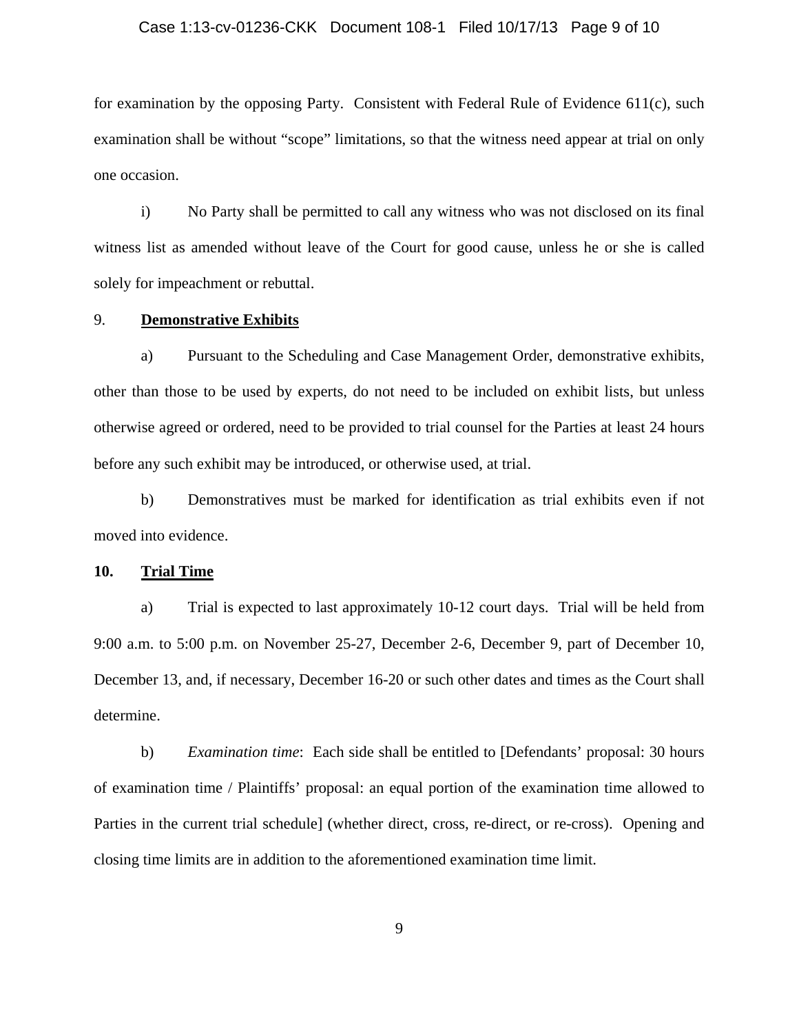for examination by the opposing Party. Consistent with Federal Rule of Evidence 611(c), such examination shall be without "scope" limitations, so that the witness need appear at trial on only one occasion.

i) No Party shall be permitted to call any witness who was not disclosed on its final witness list as amended without leave of the Court for good cause, unless he or she is called solely for impeachment or rebuttal.

9. **Demonstrative Exhibits**

a) Pursuant to the Scheduling and Case Management Order, demonstrative exhibits, other than those to be used by experts, do not need to be included on exhibit lists, but unless otherwise agreed or ordered, need to be provided to trial counsel for the Parties at least 24 hours before any such exhibit may be introduced, or otherwise used, at trial.

b) Demonstratives must be marked for identification as trial exhibits even if not moved into evidence.

**10. Trial Time**

a) Trial is expected to last approximately 10-12 court days. Trial will be held from 9:00 a.m. to 5:00 p.m. on November 25-27, December 2-6, December 9, part of December 10, December 13, and, if necessary, December 16-20 or such other dates and times as the Court shall determine.

b) *Examination time*: Each side shall be entitled to [Defendants' proposal: 30 hours of examination time / Plaintiffs' proposal: an equal portion of the examination time allowed to Parties in the current trial schedule] (whether direct, cross, re-direct, or re-cross). Opening and closing time limits are in addition to the aforementioned examination time limit.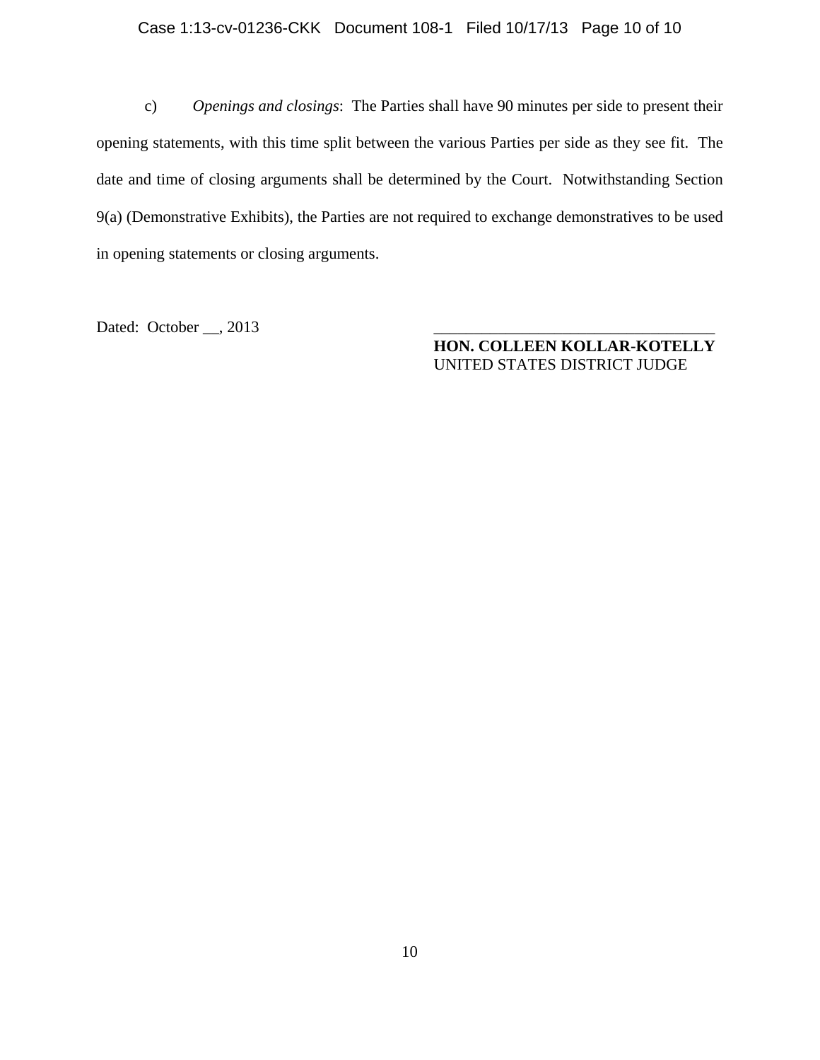c) *Openings and closings*: The Parties shall have 90 minutes per side to present their opening statements, with this time split between the various Parties per side as they see fit. The date and time of closing arguments shall be determined by the Court. Notwithstanding Section 9(a) (Demonstrative Exhibits), the Parties are not required to exchange demonstratives to be used in opening statements or closing arguments.

Dated: October __, 2013

\_\_\_\_\_\_\_\_\_\_\_\_\_\_\_\_\_\_\_\_\_\_\_\_\_\_\_\_\_\_\_\_\_\_\_
**HON. COLLEEN KOLLAR-KOTELLY**
UNITED STATES DISTRICT JUDGE